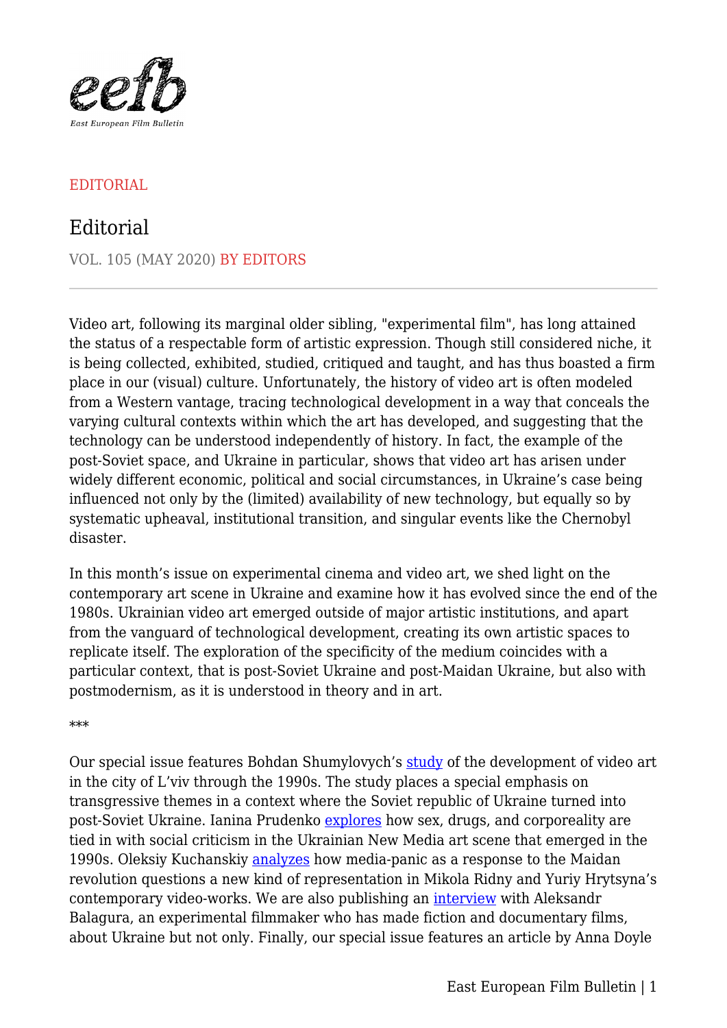EDITORIAL

# Editorial

VOL. 105 (MAY 2020) BY EDITORS

Video art, following its marginal older sibling, "experimental film", has long attained the status of a respectable form of artistic expression. Though still considered niche, it is being collected, exhibited, studied, critiqued and taught, and has thus boasted a firm place in our (visual) culture. Unfortunately, the history of video art is often modeled from a Western vantage, tracing technological development in a way that conceals the varying cultural contexts within which the art has developed, and suggesting that the technology can be understood independently of history. In fact, the example of the post-Soviet space, and Ukraine in particular, shows that video art has arisen under widely different economic, political and social circumstances, in Ukraine's case being influenced not only by the (limited) availability of new technology, but equally so by systematic upheaval, institutional transition, and singular events like the Chernobyl disaster.

In this month's issue on experimental cinema and video art, we shed light on the contemporary art scene in Ukraine and examine how it has evolved since the end of the 1980s. Ukrainian video art emerged outside of major artistic institutions, and apart from the vanguard of technological development, creating its own artistic spaces to replicate itself. The exploration of the specificity of the medium coincides with a particular context, that is post-Soviet Ukraine and post-Maidan Ukraine, but also with postmodernism, as it is understood in theory and in art.

***

Our special issue features Bohdan Shumylovych's study of the development of video art in the city of L'viv through the 1990s. The study places a special emphasis on transgressive themes in a context where the Soviet republic of Ukraine turned into post-Soviet Ukraine. Ianina Prudenko explores how sex, drugs, and corporeality are tied in with social criticism in the Ukrainian New Media art scene that emerged in the 1990s. Oleksiy Kuchanskiy analyzes how media-panic as a response to the Maidan revolution questions a new kind of representation in Mikola Ridny and Yuriy Hrytsyna's contemporary video-works. We are also publishing an interview with Aleksandr Balagura, an experimental filmmaker who has made fiction and documentary films, about Ukraine but not only. Finally, our special issue features an article by Anna Doyle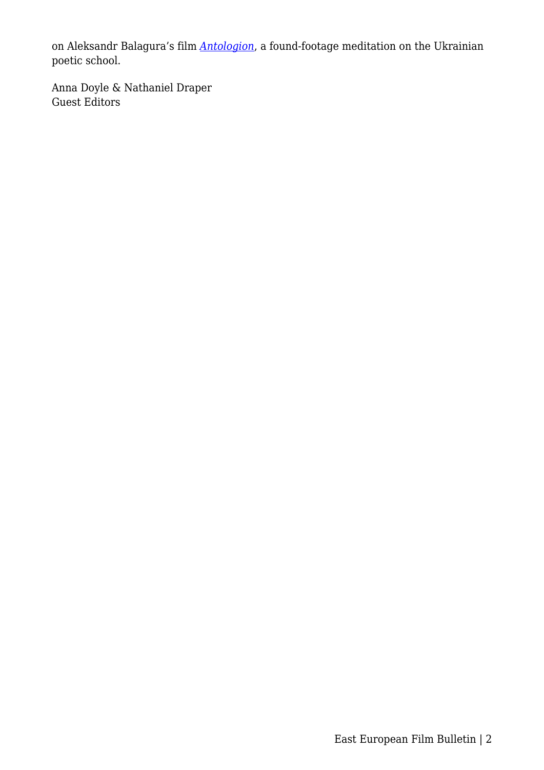on Aleksandr Balagura's film *Antologion*, a found-footage meditation on the Ukrainian poetic school.

Anna Doyle & Nathaniel Draper
Guest Editors